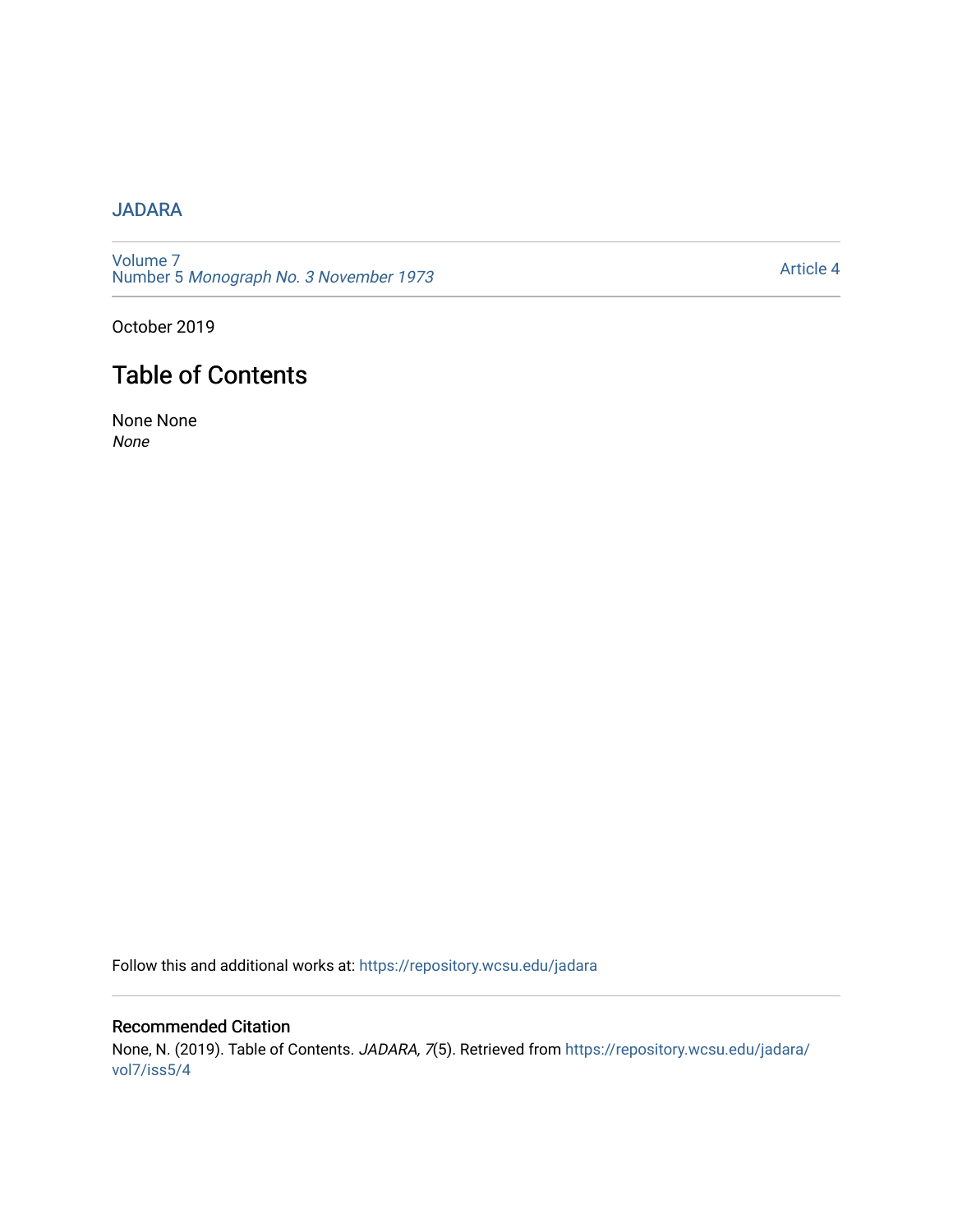JADARA

Volume 7
Number 5 *Monograph No. 3 November 1973*

Article 4

October 2019

# Table of Contents

None None
*None*

Follow this and additional works at: https://repository.wcsu.edu/jadara

## Recommended Citation

None, N. (2019). Table of Contents. *JADARA, 7*(5). Retrieved from https://repository.wcsu.edu/jadara/vol7/iss5/4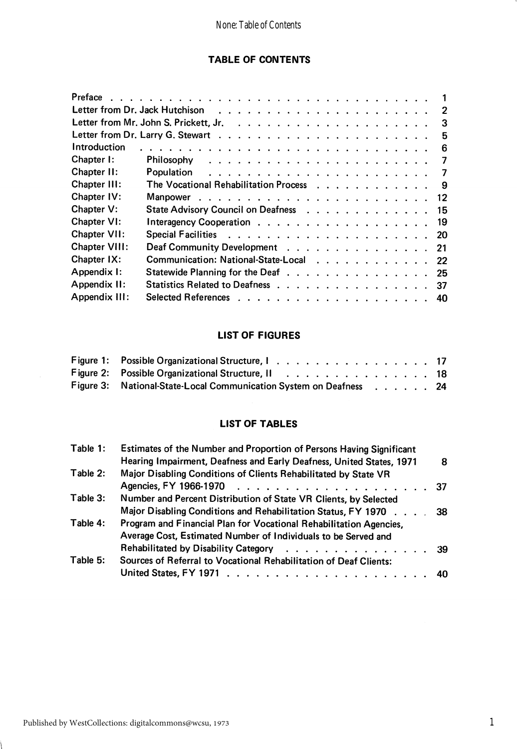## TABLE OF CONTENTS

| | | |
|---|---|---|
| Preface | | 1 |
| Letter from Dr. Jack Hutchison | | 2 |
| Letter from Mr. John S. Prickett, Jr. | | 3 |
| Letter from Dr. Larry G. Stewart | | 5 |
| Introduction | | 6 |
| Chapter I: | Philosophy | 7 |
| Chapter II: | Population | 7 |
| Chapter III: | The Vocational Rehabilitation Process | 9 |
| Chapter IV: | Manpower | 12 |
| Chapter V: | State Advisory Council on Deafness | 15 |
| Chapter VI: | Interagency Cooperation | 19 |
| Chapter VII: | Special Facilities | 20 |
| Chapter VIII: | Deaf Community Development | 21 |
| Chapter IX: | Communication: National-State-Local | 22 |
| Appendix I: | Statewide Planning for the Deaf | 25 |
| Appendix II: | Statistics Related to Deafness | 37 |
| Appendix III: | Selected References | 40 |

## LIST OF FIGURES

| | | |
|---|---|---|
| Figure 1: | Possible Organizational Structure, I | 17 |
| Figure 2: | Possible Organizational Structure, II | 18 |
| Figure 3: | National-State-Local Communication System on Deafness | 24 |

## LIST OF TABLES

| | | |
|---|---|---|
| Table 1: | Estimates of the Number and Proportion of Persons Having Significant Hearing Impairment, Deafness and Early Deafness, United States, 1971 | 8 |
| Table 2: | Major Disabling Conditions of Clients Rehabilitated by State VR Agencies, FY 1966-1970 | 37 |
| Table 3: | Number and Percent Distribution of State VR Clients, by Selected Major Disabling Conditions and Rehabilitation Status, FY 1970 | 38 |
| Table 4: | Program and Financial Plan for Vocational Rehabilitation Agencies, Average Cost, Estimated Number of Individuals to be Served and Rehabilitated by Disability Category | 39 |
| Table 5: | Sources of Referral to Vocational Rehabilitation of Deaf Clients: United States, FY 1971 | 40 |